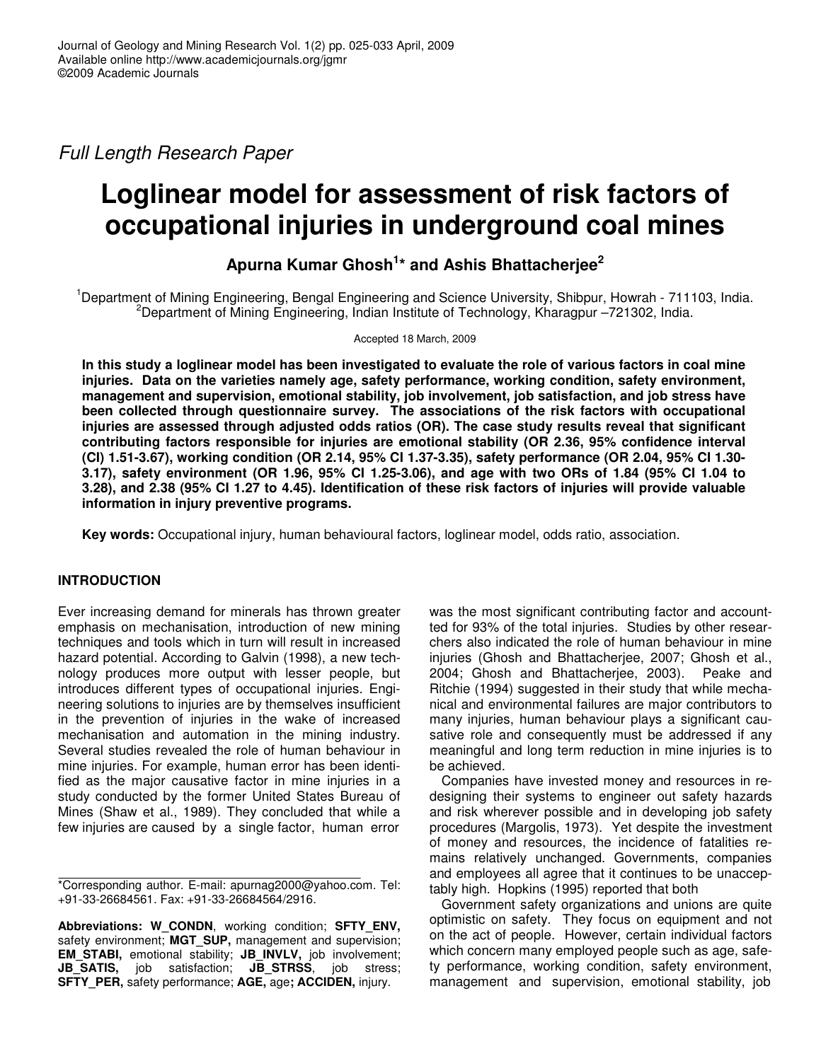*Full Length Research Paper*

# Loglinear model for assessment of risk factors of occupational injuries in underground coal mines

**Apurna Kumar Ghosh[1]\* and Ashis Bhattacherjee[2]**

[1]Department of Mining Engineering, Bengal Engineering and Science University, Shibpur, Howrah - 711103, India.
[2]Department of Mining Engineering, Indian Institute of Technology, Kharagpur –721302, India.

Accepted 18 March, 2009

**In this study a loglinear model has been investigated to evaluate the role of various factors in coal mine injuries. Data on the varieties namely age, safety performance, working condition, safety environment, management and supervision, emotional stability, job involvement, job satisfaction, and job stress have been collected through questionnaire survey. The associations of the risk factors with occupational injuries are assessed through adjusted odds ratios (OR). The case study results reveal that significant contributing factors responsible for injuries are emotional stability (OR 2.36, 95% confidence interval (CI) 1.51-3.67), working condition (OR 2.14, 95% CI 1.37-3.35), safety performance (OR 2.04, 95% CI 1.30-3.17), safety environment (OR 1.96, 95% CI 1.25-3.06), and age with two ORs of 1.84 (95% CI 1.04 to 3.28), and 2.38 (95% CI 1.27 to 4.45). Identification of these risk factors of injuries will provide valuable information in injury preventive programs.**

**Key words:** Occupational injury, human behavioural factors, loglinear model, odds ratio, association.

## INTRODUCTION

Ever increasing demand for minerals has thrown greater emphasis on mechanisation, introduction of new mining techniques and tools which in turn will result in increased hazard potential. According to Galvin (1998), a new technology produces more output with lesser people, but introduces different types of occupational injuries. Engineering solutions to injuries are by themselves insufficient in the prevention of injuries in the wake of increased mechanisation and automation in the mining industry. Several studies revealed the role of human behaviour in mine injuries. For example, human error has been identified as the major causative factor in mine injuries in a study conducted by the former United States Bureau of Mines (Shaw et al., 1989). They concluded that while a few injuries are caused by a single factor, human error was the most significant contributing factor and accountted for 93% of the total injuries. Studies by other researchers also indicated the role of human behaviour in mine injuries (Ghosh and Bhattacherjee, 2007; Ghosh et al., 2004; Ghosh and Bhattacherjee, 2003). Peake and Ritchie (1994) suggested in their study that while mechanical and environmental failures are major contributors to many injuries, human behaviour plays a significant causative role and consequently must be addressed if any meaningful and long term reduction in mine injuries is to be achieved.

Companies have invested money and resources in redesigning their systems to engineer out safety hazards and risk wherever possible and in developing job safety procedures (Margolis, 1973). Yet despite the investment of money and resources, the incidence of fatalities remains relatively unchanged. Governments, companies and employees all agree that it continues to be unacceptably high. Hopkins (1995) reported that both

Government safety organizations and unions are quite optimistic on safety. They focus on equipment and not on the act of people. However, certain individual factors which concern many employed people such as age, safety performance, working condition, safety environment, management and supervision, emotional stability, job

\*Corresponding author. E-mail: apurnag2000@yahoo.com. Tel: +91-33-26684561. Fax: +91-33-26684564/2916.

**Abbreviations: W_CONDN**, working condition; **SFTY_ENV,** safety environment; **MGT_SUP,** management and supervision; **EM_STABI,** emotional stability; **JB_INVLV,** job involvement; **JB_SATIS,** job satisfaction; **JB_STRSS**, job stress; **SFTY_PER,** safety performance; **AGE,** age**; ACCIDEN,** injury.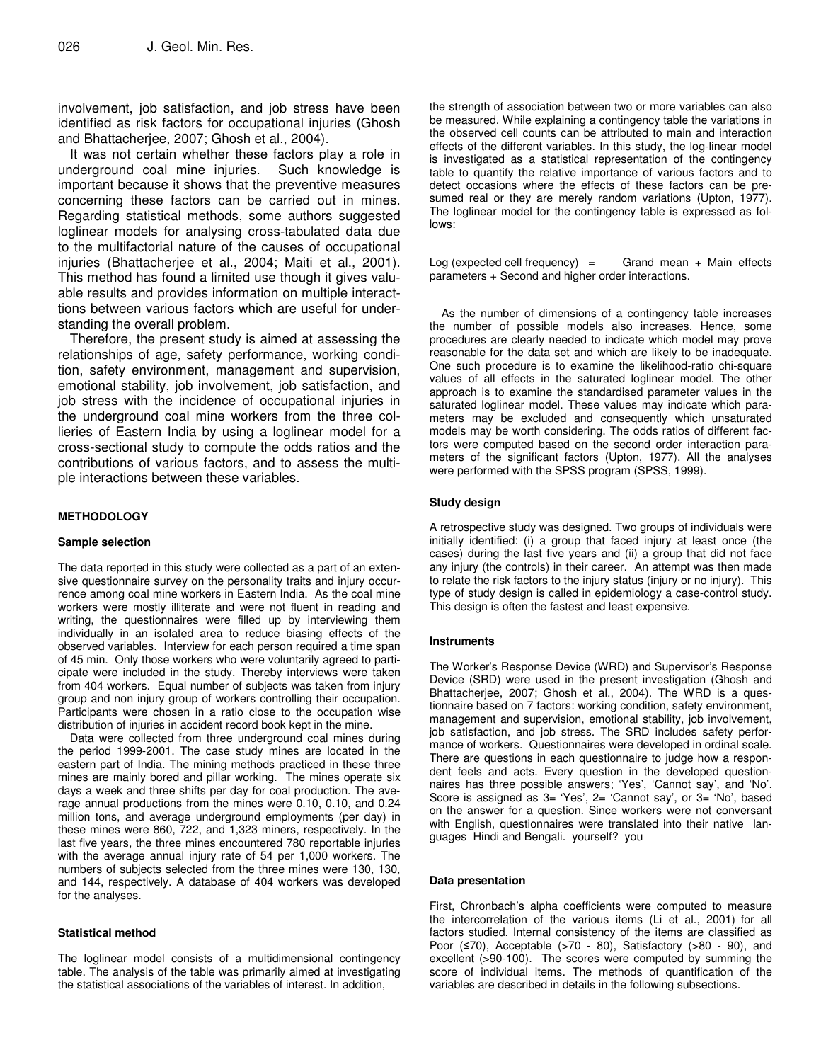involvement, job satisfaction, and job stress have been identified as risk factors for occupational injuries (Ghosh and Bhattacherjee, 2007; Ghosh et al., 2004).

It was not certain whether these factors play a role in underground coal mine injuries. Such knowledge is important because it shows that the preventive measures concerning these factors can be carried out in mines. Regarding statistical methods, some authors suggested loglinear models for analysing cross-tabulated data due to the multifactorial nature of the causes of occupational injuries (Bhattacherjee et al., 2004; Maiti et al., 2001). This method has found a limited use though it gives valuable results and provides information on multiple interactions between various factors which are useful for understanding the overall problem.

Therefore, the present study is aimed at assessing the relationships of age, safety performance, working condition, safety environment, management and supervision, emotional stability, job involvement, job satisfaction, and job stress with the incidence of occupational injuries in the underground coal mine workers from the three collieries of Eastern India by using a loglinear model for a cross-sectional study to compute the odds ratios and the contributions of various factors, and to assess the multiple interactions between these variables.

## METHODOLOGY

### Sample selection

The data reported in this study were collected as a part of an extensive questionnaire survey on the personality traits and injury occurrence among coal mine workers in Eastern India. As the coal mine workers were mostly illiterate and were not fluent in reading and writing, the questionnaires were filled up by interviewing them individually in an isolated area to reduce biasing effects of the observed variables. Interview for each person required a time span of 45 min. Only those workers who were voluntarily agreed to participate were included in the study. Thereby interviews were taken from 404 workers. Equal number of subjects was taken from injury group and non injury group of workers controlling their occupation. Participants were chosen in a ratio close to the occupation wise distribution of injuries in accident record book kept in the mine.

Data were collected from three underground coal mines during the period 1999-2001. The case study mines are located in the eastern part of India. The mining methods practiced in these three mines are mainly bored and pillar working. The mines operate six days a week and three shifts per day for coal production. The average annual productions from the mines were 0.10, 0.10, and 0.24 million tons, and average underground employments (per day) in these mines were 860, 722, and 1,323 miners, respectively. In the last five years, the three mines encountered 780 reportable injuries with the average annual injury rate of 54 per 1,000 workers. The numbers of subjects selected from the three mines were 130, 130, and 144, respectively. A database of 404 workers was developed for the analyses.

### Statistical method

The loglinear model consists of a multidimensional contingency table. The analysis of the table was primarily aimed at investigating the statistical associations of the variables of interest. In addition, the strength of association between two or more variables can also be measured. While explaining a contingency table the variations in the observed cell counts can be attributed to main and interaction effects of the different variables. In this study, the log-linear model is investigated as a statistical representation of the contingency table to quantify the relative importance of various factors and to detect occasions where the effects of these factors can be presumed real or they are merely random variations (Upton, 1977). The loglinear model for the contingency table is expressed as follows:

Log (expected cell frequency) = Grand mean + Main effects parameters + Second and higher order interactions.

As the number of dimensions of a contingency table increases the number of possible models also increases. Hence, some procedures are clearly needed to indicate which model may prove reasonable for the data set and which are likely to be inadequate. One such procedure is to examine the likelihood-ratio chi-square values of all effects in the saturated loglinear model. The other approach is to examine the standardised parameter values in the saturated loglinear model. These values may indicate which parameters may be excluded and consequently which unsaturated models may be worth considering. The odds ratios of different factors were computed based on the second order interaction parameters of the significant factors (Upton, 1977). All the analyses were performed with the SPSS program (SPSS, 1999).

### Study design

A retrospective study was designed. Two groups of individuals were initially identified: (i) a group that faced injury at least once (the cases) during the last five years and (ii) a group that did not face any injury (the controls) in their career. An attempt was then made to relate the risk factors to the injury status (injury or no injury). This type of study design is called in epidemiology a case-control study. This design is often the fastest and least expensive.

### Instruments

The Worker's Response Device (WRD) and Supervisor's Response Device (SRD) were used in the present investigation (Ghosh and Bhattacherjee, 2007; Ghosh et al., 2004). The WRD is a questionnaire based on 7 factors: working condition, safety environment, management and supervision, emotional stability, job involvement, job satisfaction, and job stress. The SRD includes safety performance of workers. Questionnaires were developed in ordinal scale. There are questions in each questionnaire to judge how a respondent feels and acts. Every question in the developed questionnaires has three possible answers; 'Yes', 'Cannot say', and 'No'. Score is assigned as 3= 'Yes', 2= 'Cannot say', or 3= 'No', based on the answer for a question. Since workers were not conversant with English, questionnaires were translated into their native languages Hindi and Bengali. yourself? you

### Data presentation

First, Chronbach's alpha coefficients were computed to measure the intercorrelation of the various items (Li et al., 2001) for all factors studied. Internal consistency of the items are classified as Poor (≤70), Acceptable (>70 - 80), Satisfactory (>80 - 90), and excellent (>90-100). The scores were computed by summing the score of individual items. The methods of quantification of the variables are described in details in the following subsections.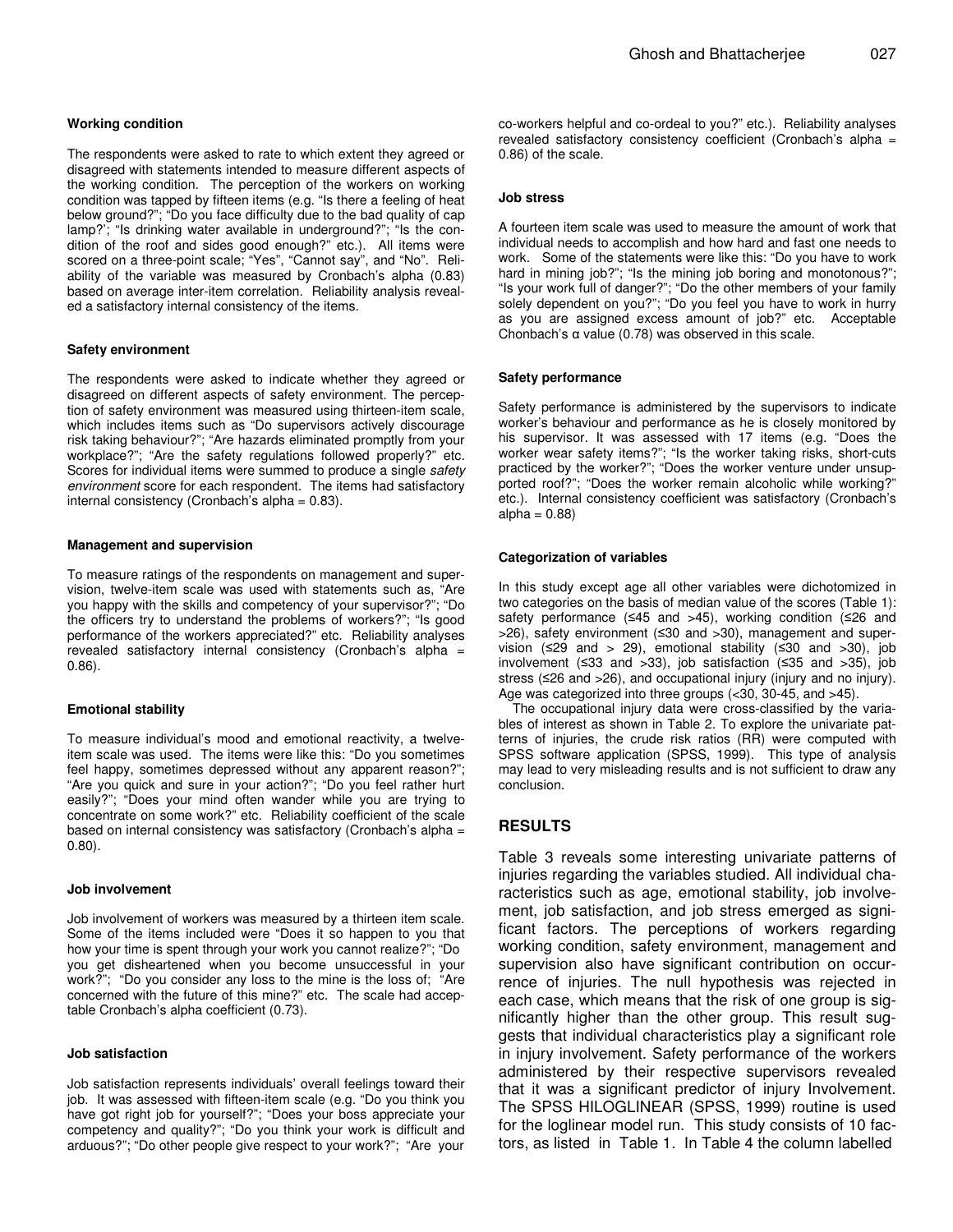#### Working condition

The respondents were asked to rate to which extent they agreed or disagreed with statements intended to measure different aspects of the working condition. The perception of the workers on working condition was tapped by fifteen items (e.g. "Is there a feeling of heat below ground?"; "Do you face difficulty due to the bad quality of cap lamp?'; "Is drinking water available in underground?"; "Is the condition of the roof and sides good enough?" etc.). All items were scored on a three-point scale; "Yes", "Cannot say", and "No". Reliability of the variable was measured by Cronbach's alpha (0.83) based on average inter-item correlation. Reliability analysis revealed a satisfactory internal consistency of the items.

#### Safety environment

The respondents were asked to indicate whether they agreed or disagreed on different aspects of safety environment. The perception of safety environment was measured using thirteen-item scale, which includes items such as "Do supervisors actively discourage risk taking behaviour?"; "Are hazards eliminated promptly from your workplace?"; "Are the safety regulations followed properly?" etc. Scores for individual items were summed to produce a single *safety environment* score for each respondent. The items had satisfactory internal consistency (Cronbach's alpha = 0.83).

#### Management and supervision

To measure ratings of the respondents on management and supervision, twelve-item scale was used with statements such as, "Are you happy with the skills and competency of your supervisor?"; "Do the officers try to understand the problems of workers?"; "Is good performance of the workers appreciated?" etc. Reliability analyses revealed satisfactory internal consistency (Cronbach's alpha = 0.86).

#### Emotional stability

To measure individual's mood and emotional reactivity, a twelve-item scale was used. The items were like this: "Do you sometimes feel happy, sometimes depressed without any apparent reason?"; "Are you quick and sure in your action?"; "Do you feel rather hurt easily?"; "Does your mind often wander while you are trying to concentrate on some work?" etc. Reliability coefficient of the scale based on internal consistency was satisfactory (Cronbach's alpha = 0.80).

#### Job involvement

Job involvement of workers was measured by a thirteen item scale. Some of the items included were "Does it so happen to you that how your time is spent through your work you cannot realize?"; "Do you get disheartened when you become unsuccessful in your work?"; "Do you consider any loss to the mine is the loss of; "Are concerned with the future of this mine?" etc. The scale had acceptable Cronbach's alpha coefficient (0.73).

#### Job satisfaction

Job satisfaction represents individuals' overall feelings toward their job. It was assessed with fifteen-item scale (e.g. "Do you think you have got right job for yourself?"; "Does your boss appreciate your competency and quality?"; "Do you think your work is difficult and arduous?"; "Do other people give respect to your work?"; "Are your co-workers helpful and co-ordeal to you?" etc.). Reliability analyses revealed satisfactory consistency coefficient (Cronbach's alpha = 0.86) of the scale.

#### Job stress

A fourteen item scale was used to measure the amount of work that individual needs to accomplish and how hard and fast one needs to work. Some of the statements were like this: "Do you have to work hard in mining job?"; "Is the mining job boring and monotonous?"; "Is your work full of danger?"; "Do the other members of your family solely dependent on you?"; "Do you feel you have to work in hurry as you are assigned excess amount of job?" etc. Acceptable Chonbach's α value (0.78) was observed in this scale.

#### Safety performance

Safety performance is administered by the supervisors to indicate worker's behaviour and performance as he is closely monitored by his supervisor. It was assessed with 17 items (e.g. "Does the worker wear safety items?"; "Is the worker taking risks, short-cuts practiced by the worker?"; "Does the worker venture under unsupported roof?"; "Does the worker remain alcoholic while working?" etc.). Internal consistency coefficient was satisfactory (Cronbach's alpha = 0.88)

#### Categorization of variables

In this study except age all other variables were dichotomized in two categories on the basis of median value of the scores (Table 1): safety performance (≤45 and >45), working condition (≤26 and >26), safety environment (≤30 and >30), management and supervision (≤29 and > 29), emotional stability (≤30 and >30), job involvement (≤33 and >33), job satisfaction (≤35 and >35), job stress (≤26 and >26), and occupational injury (injury and no injury). Age was categorized into three groups (<30, 30-45, and >45).

The occupational injury data were cross-classified by the variables of interest as shown in Table 2. To explore the univariate patterns of injuries, the crude risk ratios (RR) were computed with SPSS software application (SPSS, 1999). This type of analysis may lead to very misleading results and is not sufficient to draw any conclusion.

## RESULTS

Table 3 reveals some interesting univariate patterns of injuries regarding the variables studied. All individual characteristics such as age, emotional stability, job involvement, job satisfaction, and job stress emerged as significant factors. The perceptions of workers regarding working condition, safety environment, management and supervision also have significant contribution on occurrence of injuries. The null hypothesis was rejected in each case, which means that the risk of one group is significantly higher than the other group. This result suggests that individual characteristics play a significant role in injury involvement. Safety performance of the workers administered by their respective supervisors revealed that it was a significant predictor of injury Involvement. The SPSS HILOGLINEAR (SPSS, 1999) routine is used for the loglinear model run. This study consists of 10 factors, as listed in Table 1. In Table 4 the column labelled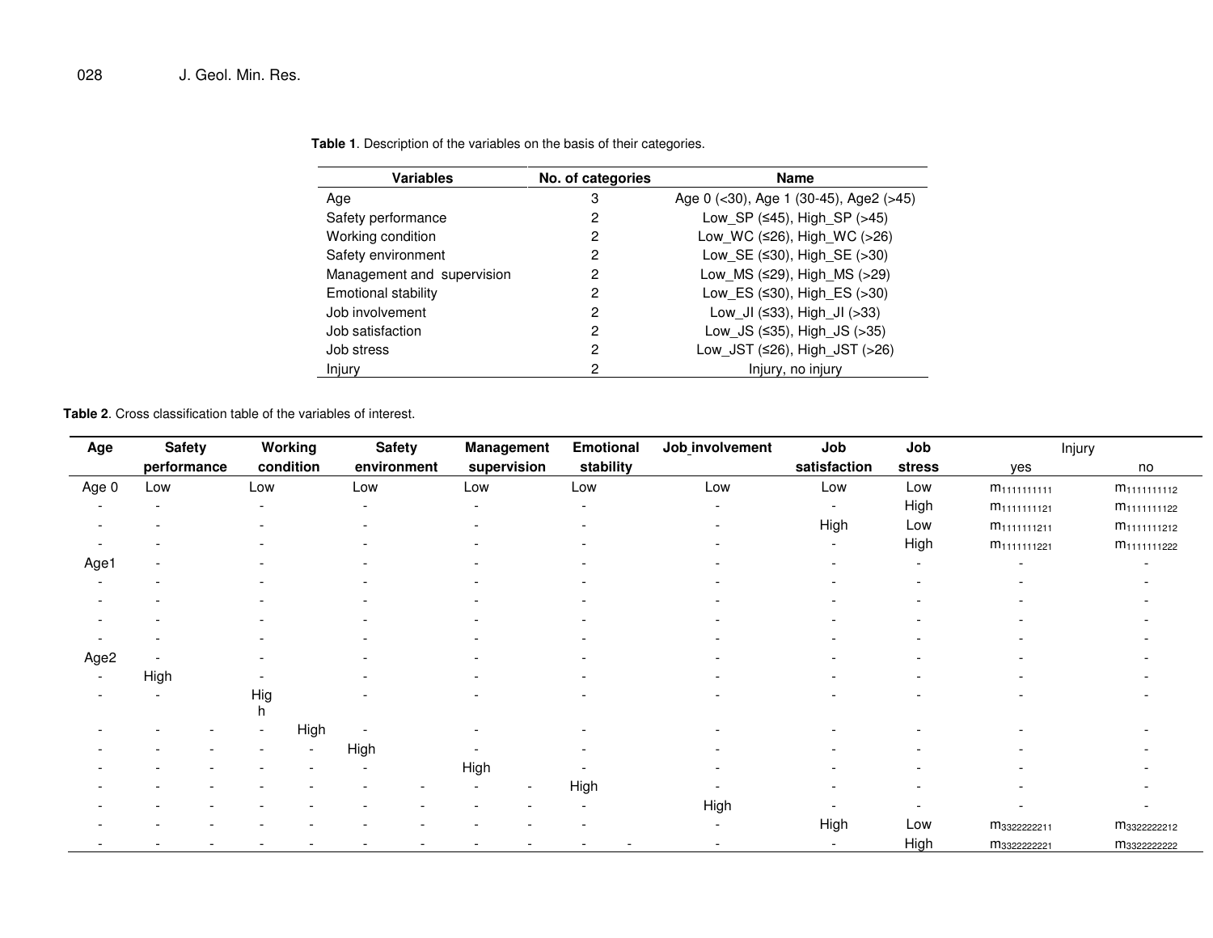**Table 1**. Description of the variables on the basis of their categories.

| Variables | No. of categories | Name |
|---|---|---|
| Age | 3 | Age 0 (<30), Age 1 (30-45), Age2 (>45) |
| Safety performance | 2 | Low_SP (≤45), High_SP (>45) |
| Working condition | 2 | Low_WC (≤26), High_WC (>26) |
| Safety environment | 2 | Low_SE (≤30), High_SE (>30) |
| Management and supervision | 2 | Low_MS (≤29), High_MS (>29) |
| Emotional stability | 2 | Low_ES (≤30), High_ES (>30) |
| Job involvement | 2 | Low_JI (≤33), High_JI (>33) |
| Job satisfaction | 2 | Low_JS (≤35), High_JS (>35) |
| Job stress | 2 | Low_JST (≤26), High_JST (>26) |
| Injury | 2 | Injury, no injury |

**Table 2**. Cross classification table of the variables of interest.

| Age | Safety performance | Working condition | Safety environment | Management supervision | Emotional stability | Job involvement | Job satisfaction | Job stress | Injury yes | Injury no |
|---|---|---|---|---|---|---|---|---|---|---|
| Age 0 | Low | Low | Low | Low | Low | Low | Low | Low | $m_{1111111111}$ | $m_{1111111112}$ |
| - | - | - | - | - | - | - | - | High | $m_{1111111121}$ | $m_{1111111122}$ |
| - | - | - | - | - | - | - | High | Low | $m_{1111111211}$ | $m_{1111111212}$ |
| - | - | - | - | - | - | - | - | High | $m_{1111111221}$ | $m_{1111111222}$ |
| Age1 | - | - | - | - | - | - | - | - | - | - |
| - | - | - | - | - | - | - | - | - | - | - |
| - | - | - | - | - | - | - | - | - | - | - |
| - | - | - | - | - | - | - | - | - | - | - |
| - | - | - | - | - | - | - | - | - | - | - |
| Age2 | - | - | - | - | - | - | - | - | - | - |
| - | High | - | - | - | - | - | - | - | - | - |
| - | - | High | - | - | - | - | - | - | - | - |
| - | - | High | - | - | - | - | - | - | - | - |
| - | - | - | High | - | - | - | - | - | - | - |
| - | - | - | - | High | - | - | - | - | - | - |
| - | - | - | - | - | High | - | - | - | - | - |
| - | - | - | - | - | - | High | - | - | - | - |
| - | - | - | - | - | - | - | High | Low | $m_{3322222211}$ | $m_{3322222212}$ |
| - | - | - | - | - | - | - | - | High | $m_{3322222221}$ | $m_{3322222222}$ |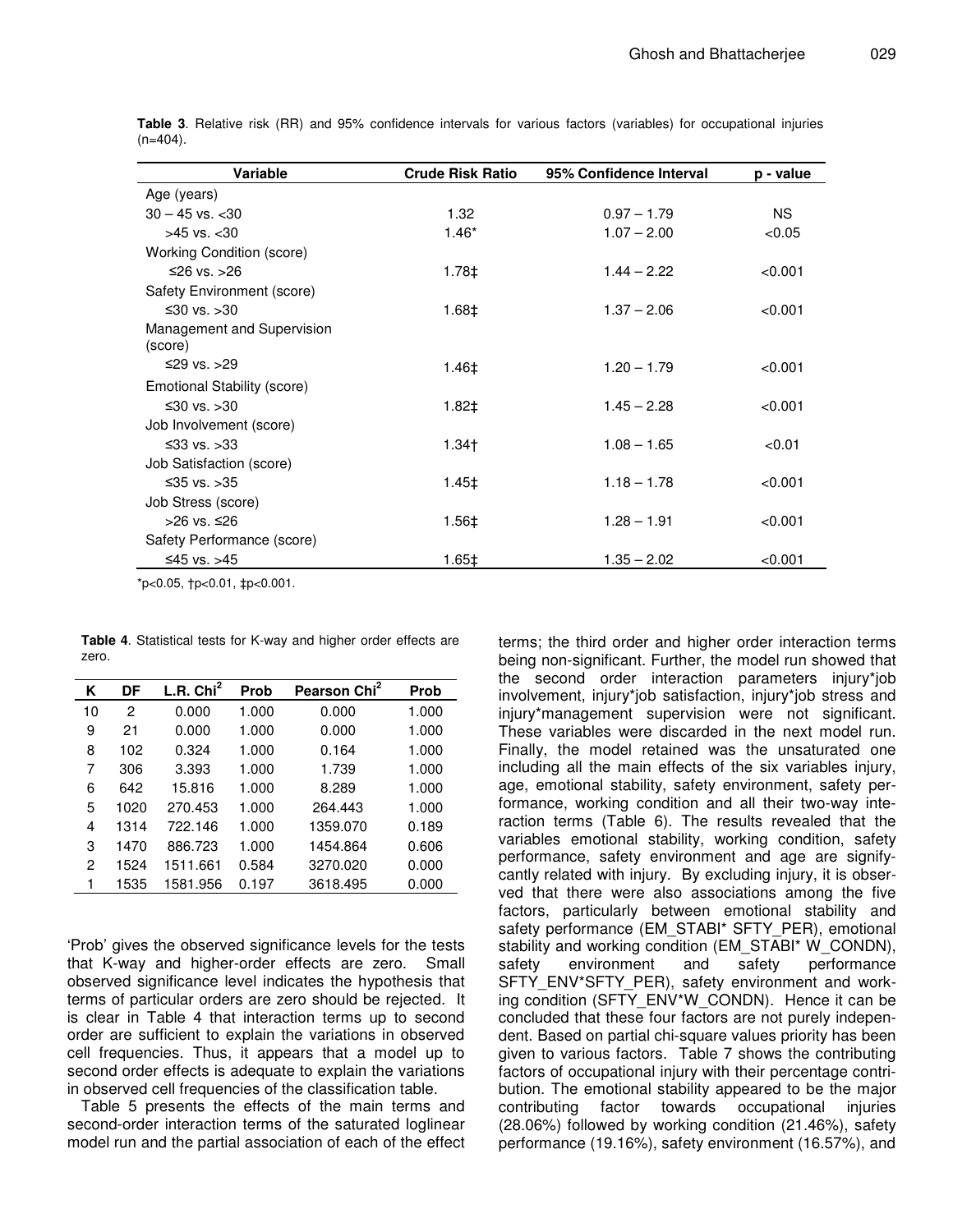**Table 3**. Relative risk (RR) and 95% confidence intervals for various factors (variables) for occupational injuries (n=404).

| Variable | Crude Risk Ratio | 95% Confidence Interval | p - value |
|---|---|---|---|
| Age (years) | | | |
| 30 – 45 vs. <30 | 1.32 | 0.97 – 1.79 | NS |
| >45 vs. <30 | 1.46* | 1.07 – 2.00 | <0.05 |
| Working Condition (score) | | | |
| ≤26 vs. >26 | 1.78‡ | 1.44 – 2.22 | <0.001 |
| Safety Environment (score) | | | |
| ≤30 vs. >30 | 1.68‡ | 1.37 – 2.06 | <0.001 |
| Management and Supervision (score) | | | |
| ≤29 vs. >29 | 1.46‡ | 1.20 – 1.79 | <0.001 |
| Emotional Stability (score) | | | |
| ≤30 vs. >30 | 1.82‡ | 1.45 – 2.28 | <0.001 |
| Job Involvement (score) | | | |
| ≤33 vs. >33 | 1.34† | 1.08 – 1.65 | <0.01 |
| Job Satisfaction (score) | | | |
| ≤35 vs. >35 | 1.45‡ | 1.18 – 1.78 | <0.001 |
| Job Stress (score) | | | |
| >26 vs. ≤26 | 1.56‡ | 1.28 – 1.91 | <0.001 |
| Safety Performance (score) | | | |
| ≤45 vs. >45 | 1.65‡ | 1.35 – 2.02 | <0.001 |

*p<0.05, †p<0.01, ‡p<0.001.

**Table 4**. Statistical tests for K-way and higher order effects are zero.

| K | DF | L.R. $Chi^2$ | Prob | Pearson $Chi^2$ | Prob |
|---|---|---|---|---|---|
| 10 | 2 | 0.000 | 1.000 | 0.000 | 1.000 |
| 9 | 21 | 0.000 | 1.000 | 0.000 | 1.000 |
| 8 | 102 | 0.324 | 1.000 | 0.164 | 1.000 |
| 7 | 306 | 3.393 | 1.000 | 1.739 | 1.000 |
| 6 | 642 | 15.816 | 1.000 | 8.289 | 1.000 |
| 5 | 1020 | 270.453 | 1.000 | 264.443 | 1.000 |
| 4 | 1314 | 722.146 | 1.000 | 1359.070 | 0.189 |
| 3 | 1470 | 886.723 | 1.000 | 1454.864 | 0.606 |
| 2 | 1524 | 1511.661 | 0.584 | 3270.020 | 0.000 |
| 1 | 1535 | 1581.956 | 0.197 | 3618.495 | 0.000 |

'Prob' gives the observed significance levels for the tests that K-way and higher-order effects are zero. Small observed significance level indicates the hypothesis that terms of particular orders are zero should be rejected. It is clear in Table 4 that interaction terms up to second order are sufficient to explain the variations in observed cell frequencies. Thus, it appears that a model up to second order effects is adequate to explain the variations in observed cell frequencies of the classification table.

Table 5 presents the effects of the main terms and second-order interaction terms of the saturated loglinear model run and the partial association of each of the effect terms; the third order and higher order interaction terms being non-significant. Further, the model run showed that the second order interaction parameters injury*job involvement, injury*job satisfaction, injury*job stress and injury*management supervision were not significant. These variables were discarded in the next model run. Finally, the model retained was the unsaturated one including all the main effects of the six variables injury, age, emotional stability, safety environment, safety performance, working condition and all their two-way interaction terms (Table 6). The results revealed that the variables emotional stability, working condition, safety performance, safety environment and age are significantly related with injury. By excluding injury, it is observed that there were also associations among the five factors, particularly between emotional stability and safety performance (EM_STABI* SFTY_PER), emotional stability and working condition (EM_STABI* W_CONDN), safety environment and safety performance SFTY_ENV*SFTY_PER), safety environment and working condition (SFTY_ENV*W_CONDN). Hence it can be concluded that these four factors are not purely independent. Based on partial chi-square values priority has been given to various factors. Table 7 shows the contributing factors of occupational injury with their percentage contribution. The emotional stability appeared to be the major contributing factor towards occupational injuries (28.06%) followed by working condition (21.46%), safety performance (19.16%), safety environment (16.57%), and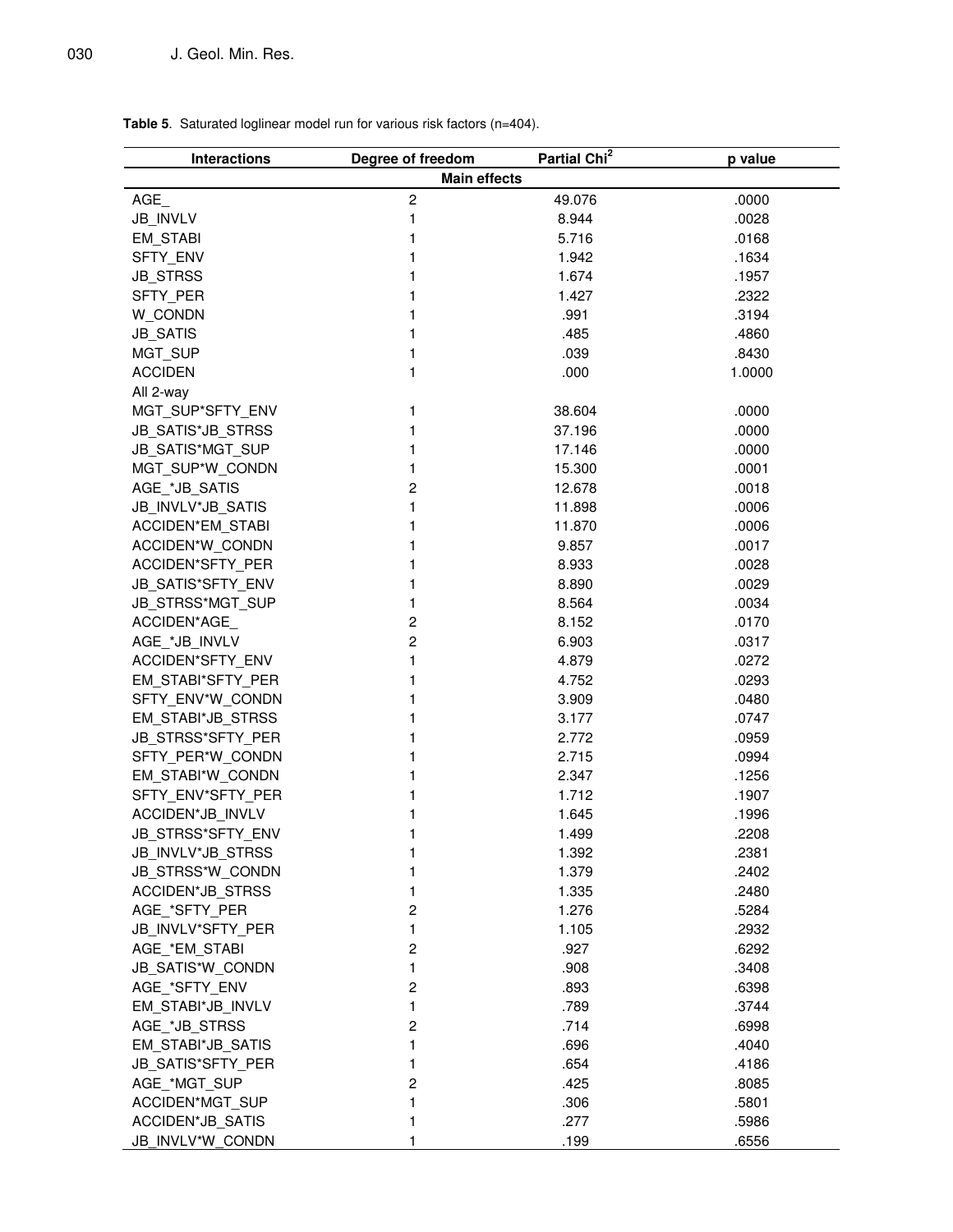**Table 5**. Saturated loglinear model run for various risk factors (n=404).

| Interactions | Degree of freedom | Partial Chi$^2$ | p value |
|---|---|---|---|
| **Main effects** | | | |
| AGE_ | 2 | 49.076 | .0000 |
| JB_INVLV | 1 | 8.944 | .0028 |
| EM_STABI | 1 | 5.716 | .0168 |
| SFTY_ENV | 1 | 1.942 | .1634 |
| JB_STRSS | 1 | 1.674 | .1957 |
| SFTY_PER | 1 | 1.427 | .2322 |
| W_CONDN | 1 | .991 | .3194 |
| JB_SATIS | 1 | .485 | .4860 |
| MGT_SUP | 1 | .039 | .8430 |
| ACCIDEN | 1 | .000 | 1.0000 |
| All 2-way | | | |
| MGT_SUP*SFTY_ENV | 1 | 38.604 | .0000 |
| JB_SATIS*JB_STRSS | 1 | 37.196 | .0000 |
| JB_SATIS*MGT_SUP | 1 | 17.146 | .0000 |
| MGT_SUP*W_CONDN | 1 | 15.300 | .0001 |
| AGE_*JB_SATIS | 2 | 12.678 | .0018 |
| JB_INVLV*JB_SATIS | 1 | 11.898 | .0006 |
| ACCIDEN*EM_STABI | 1 | 11.870 | .0006 |
| ACCIDEN*W_CONDN | 1 | 9.857 | .0017 |
| ACCIDEN*SFTY_PER | 1 | 8.933 | .0028 |
| JB_SATIS*SFTY_ENV | 1 | 8.890 | .0029 |
| JB_STRSS*MGT_SUP | 1 | 8.564 | .0034 |
| ACCIDEN*AGE_ | 2 | 8.152 | .0170 |
| AGE_*JB_INVLV | 2 | 6.903 | .0317 |
| ACCIDEN*SFTY_ENV | 1 | 4.879 | .0272 |
| EM_STABI*SFTY_PER | 1 | 4.752 | .0293 |
| SFTY_ENV*W_CONDN | 1 | 3.909 | .0480 |
| EM_STABI*JB_STRSS | 1 | 3.177 | .0747 |
| JB_STRSS*SFTY_PER | 1 | 2.772 | .0959 |
| SFTY_PER*W_CONDN | 1 | 2.715 | .0994 |
| EM_STABI*W_CONDN | 1 | 2.347 | .1256 |
| SFTY_ENV*SFTY_PER | 1 | 1.712 | .1907 |
| ACCIDEN*JB_INVLV | 1 | 1.645 | .1996 |
| JB_STRSS*SFTY_ENV | 1 | 1.499 | .2208 |
| JB_INVLV*JB_STRSS | 1 | 1.392 | .2381 |
| JB_STRSS*W_CONDN | 1 | 1.379 | .2402 |
| ACCIDEN*JB_STRSS | 1 | 1.335 | .2480 |
| AGE_*SFTY_PER | 2 | 1.276 | .5284 |
| JB_INVLV*SFTY_PER | 1 | 1.105 | .2932 |
| AGE_*EM_STABI | 2 | .927 | .6292 |
| JB_SATIS*W_CONDN | 1 | .908 | .3408 |
| AGE_*SFTY_ENV | 2 | .893 | .6398 |
| EM_STABI*JB_INVLV | 1 | .789 | .3744 |
| AGE_*JB_STRSS | 2 | .714 | .6998 |
| EM_STABI*JB_SATIS | 1 | .696 | .4040 |
| JB_SATIS*SFTY_PER | 1 | .654 | .4186 |
| AGE_*MGT_SUP | 2 | .425 | .8085 |
| ACCIDEN*MGT_SUP | 1 | .306 | .5801 |
| ACCIDEN*JB_SATIS | 1 | .277 | .5986 |
| JB_INVLV*W_CONDN | 1 | .199 | .6556 |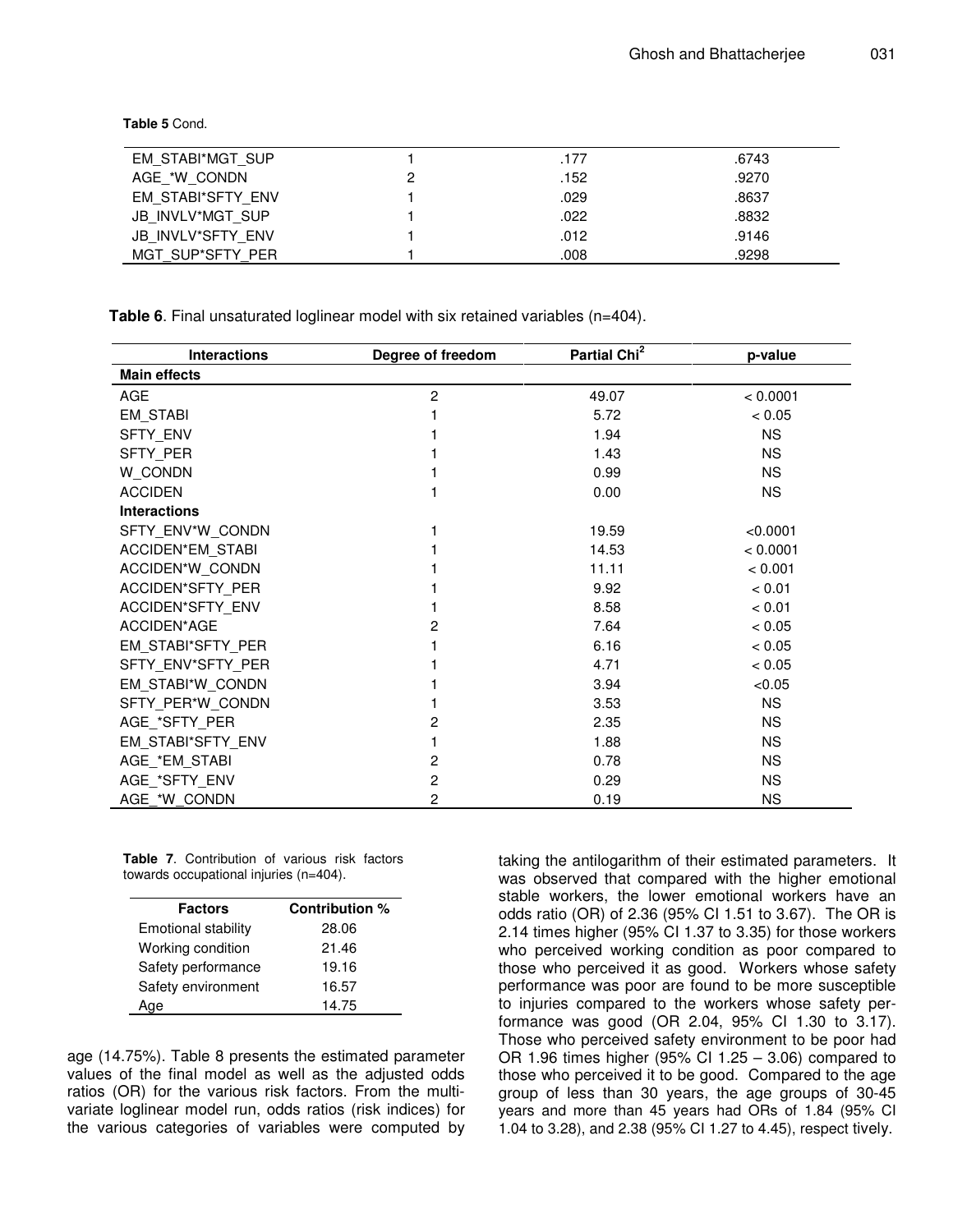**Table 5** Cond.

| | | | |
|---|---|---|---|
| EM_STABI*MGT_SUP | 1 | .177 | .6743 |
| AGE_*W_CONDN | 2 | .152 | .9270 |
| EM_STABI*SFTY_ENV | 1 | .029 | .8637 |
| JB_INVLV*MGT_SUP | 1 | .022 | .8832 |
| JB_INVLV*SFTY_ENV | 1 | .012 | .9146 |
| MGT_SUP*SFTY_PER | 1 | .008 | .9298 |

**Table 6**. Final unsaturated loglinear model with six retained variables (n=404).

| Interactions | Degree of freedom | Partial $Chi^2$ | p-value |
|---|---|---|---|
| **Main effects** | | | |
| AGE | 2 | 49.07 | < 0.0001 |
| EM_STABI | 1 | 5.72 | < 0.05 |
| SFTY_ENV | 1 | 1.94 | NS |
| SFTY_PER | 1 | 1.43 | NS |
| W_CONDN | 1 | 0.99 | NS |
| ACCIDEN | 1 | 0.00 | NS |
| **Interactions** | | | |
| SFTY_ENV*W_CONDN | 1 | 19.59 | <0.0001 |
| ACCIDEN*EM_STABI | 1 | 14.53 | < 0.0001 |
| ACCIDEN*W_CONDN | 1 | 11.11 | < 0.001 |
| ACCIDEN*SFTY_PER | 1 | 9.92 | < 0.01 |
| ACCIDEN*SFTY_ENV | 1 | 8.58 | < 0.01 |
| ACCIDEN*AGE | 2 | 7.64 | < 0.05 |
| EM_STABI*SFTY_PER | 1 | 6.16 | < 0.05 |
| SFTY_ENV*SFTY_PER | 1 | 4.71 | < 0.05 |
| EM_STABI*W_CONDN | 1 | 3.94 | <0.05 |
| SFTY_PER*W_CONDN | 1 | 3.53 | NS |
| AGE_*SFTY_PER | 2 | 2.35 | NS |
| EM_STABI*SFTY_ENV | 1 | 1.88 | NS |
| AGE_*EM_STABI | 2 | 0.78 | NS |
| AGE_*SFTY_ENV | 2 | 0.29 | NS |
| AGE_*W_CONDN | 2 | 0.19 | NS |

**Table 7**. Contribution of various risk factors towards occupational injuries (n=404).

| Factors | Contribution % |
|---|---|
| Emotional stability | 28.06 |
| Working condition | 21.46 |
| Safety performance | 19.16 |
| Safety environment | 16.57 |
| Age | 14.75 |

age (14.75%). Table 8 presents the estimated parameter values of the final model as well as the adjusted odds ratios (OR) for the various risk factors. From the multivariate loglinear model run, odds ratios (risk indices) for the various categories of variables were computed by taking the antilogarithm of their estimated parameters. It was observed that compared with the higher emotional stable workers, the lower emotional workers have an odds ratio (OR) of 2.36 (95% CI 1.51 to 3.67). The OR is 2.14 times higher (95% CI 1.37 to 3.35) for those workers who perceived working condition as poor compared to those who perceived it as good. Workers whose safety performance was poor are found to be more susceptible to injuries compared to the workers whose safety performance was good (OR 2.04, 95% CI 1.30 to 3.17). Those who perceived safety environment to be poor had OR 1.96 times higher (95% CI 1.25 – 3.06) compared to those who perceived it to be good. Compared to the age group of less than 30 years, the age groups of 30-45 years and more than 45 years had ORs of 1.84 (95% CI 1.04 to 3.28), and 2.38 (95% CI 1.27 to 4.45), respect tively.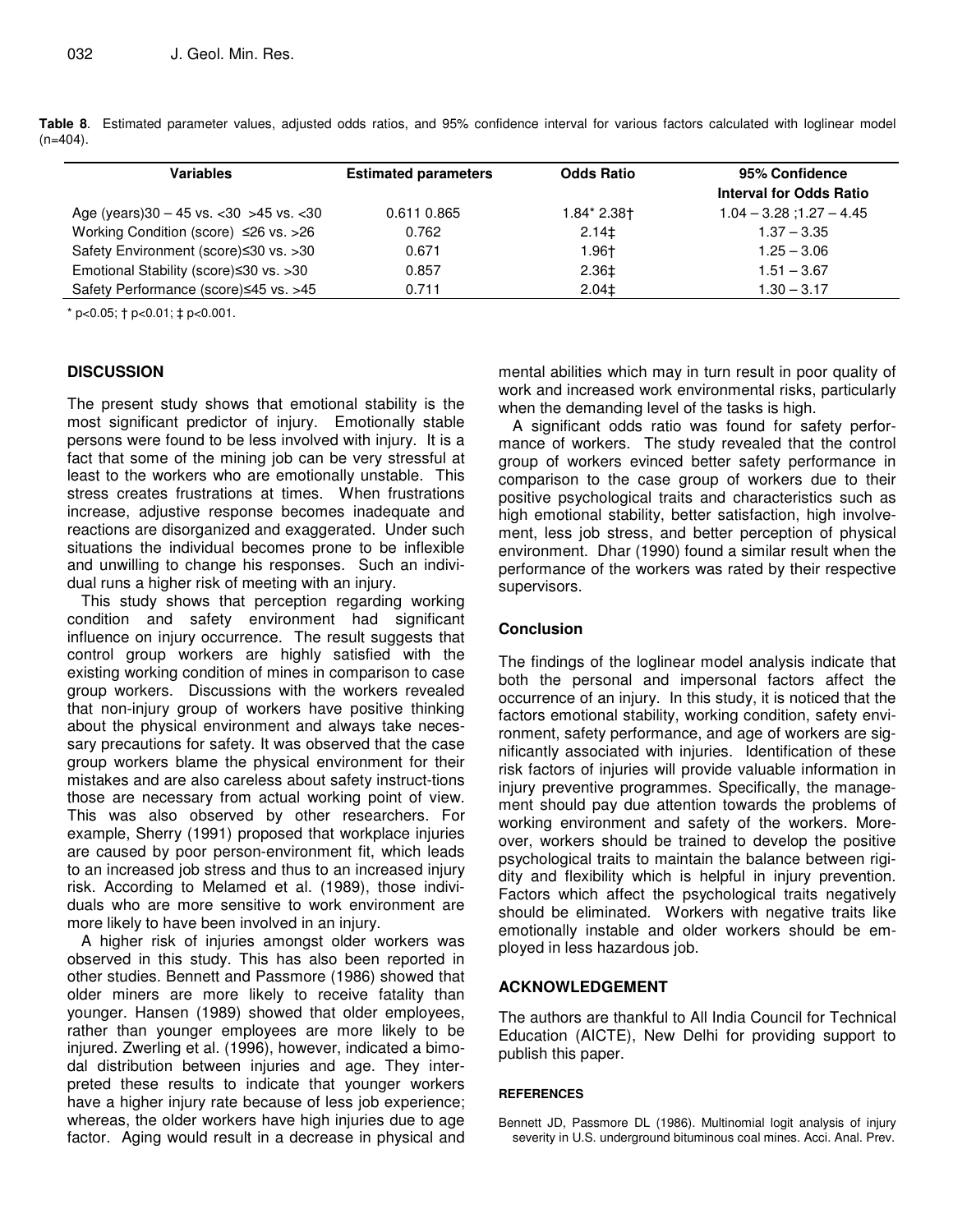**Table 8**. Estimated parameter values, adjusted odds ratios, and 95% confidence interval for various factors calculated with loglinear model (n=404).

| Variables | Estimated parameters | Odds Ratio | 95% Confidence Interval for Odds Ratio |
|---|---|---|---|
| Age (years)30 – 45 vs. <30 >45 vs. <30 | 0.611 0.865 | 1.84* 2.38† | 1.04 – 3.28 ;1.27 – 4.45 |
| Working Condition (score) ≤26 vs. >26 | 0.762 | 2.14‡ | 1.37 – 3.35 |
| Safety Environment (score)≤30 vs. >30 | 0.671 | 1.96† | 1.25 – 3.06 |
| Emotional Stability (score)≤30 vs. >30 | 0.857 | 2.36‡ | 1.51 – 3.67 |
| Safety Performance (score)≤45 vs. >45 | 0.711 | 2.04‡ | 1.30 – 3.17 |

* p<0.05; † p<0.01; ‡ p<0.001.

## DISCUSSION

The present study shows that emotional stability is the most significant predictor of injury. Emotionally stable persons were found to be less involved with injury. It is a fact that some of the mining job can be very stressful at least to the workers who are emotionally unstable. This stress creates frustrations at times. When frustrations increase, adjustive response becomes inadequate and reactions are disorganized and exaggerated. Under such situations the individual becomes prone to be inflexible and unwilling to change his responses. Such an individual runs a higher risk of meeting with an injury.

This study shows that perception regarding working condition and safety environment had significant influence on injury occurrence. The result suggests that control group workers are highly satisfied with the existing working condition of mines in comparison to case group workers. Discussions with the workers revealed that non-injury group of workers have positive thinking about the physical environment and always take necessary precautions for safety. It was observed that the case group workers blame the physical environment for their mistakes and are also careless about safety instruct-tions those are necessary from actual working point of view. This was also observed by other researchers. For example, Sherry (1991) proposed that workplace injuries are caused by poor person-environment fit, which leads to an increased job stress and thus to an increased injury risk. According to Melamed et al. (1989), those individuals who are more sensitive to work environment are more likely to have been involved in an injury.

A higher risk of injuries amongst older workers was observed in this study. This has also been reported in other studies. Bennett and Passmore (1986) showed that older miners are more likely to receive fatality than younger. Hansen (1989) showed that older employees, rather than younger employees are more likely to be injured. Zwerling et al. (1996), however, indicated a bimodal distribution between injuries and age. They interpreted these results to indicate that younger workers have a higher injury rate because of less job experience; whereas, the older workers have high injuries due to age factor. Aging would result in a decrease in physical and mental abilities which may in turn result in poor quality of work and increased work environmental risks, particularly when the demanding level of the tasks is high.

A significant odds ratio was found for safety performance of workers. The study revealed that the control group of workers evinced better safety performance in comparison to the case group of workers due to their positive psychological traits and characteristics such as high emotional stability, better satisfaction, high involvement, less job stress, and better perception of physical environment. Dhar (1990) found a similar result when the performance of the workers was rated by their respective supervisors.

## Conclusion

The findings of the loglinear model analysis indicate that both the personal and impersonal factors affect the occurrence of an injury. In this study, it is noticed that the factors emotional stability, working condition, safety environment, safety performance, and age of workers are significantly associated with injuries. Identification of these risk factors of injuries will provide valuable information in injury preventive programmes. Specifically, the management should pay due attention towards the problems of working environment and safety of the workers. Moreover, workers should be trained to develop the positive psychological traits to maintain the balance between rigidity and flexibility which is helpful in injury prevention. Factors which affect the psychological traits negatively should be eliminated. Workers with negative traits like emotionally instable and older workers should be employed in less hazardous job.

## ACKNOWLEDGEMENT

The authors are thankful to All India Council for Technical Education (AICTE), New Delhi for providing support to publish this paper.

### REFERENCES

Bennett JD, Passmore DL (1986). Multinomial logit analysis of injury severity in U.S. underground bituminous coal mines. Acci. Anal. Prev.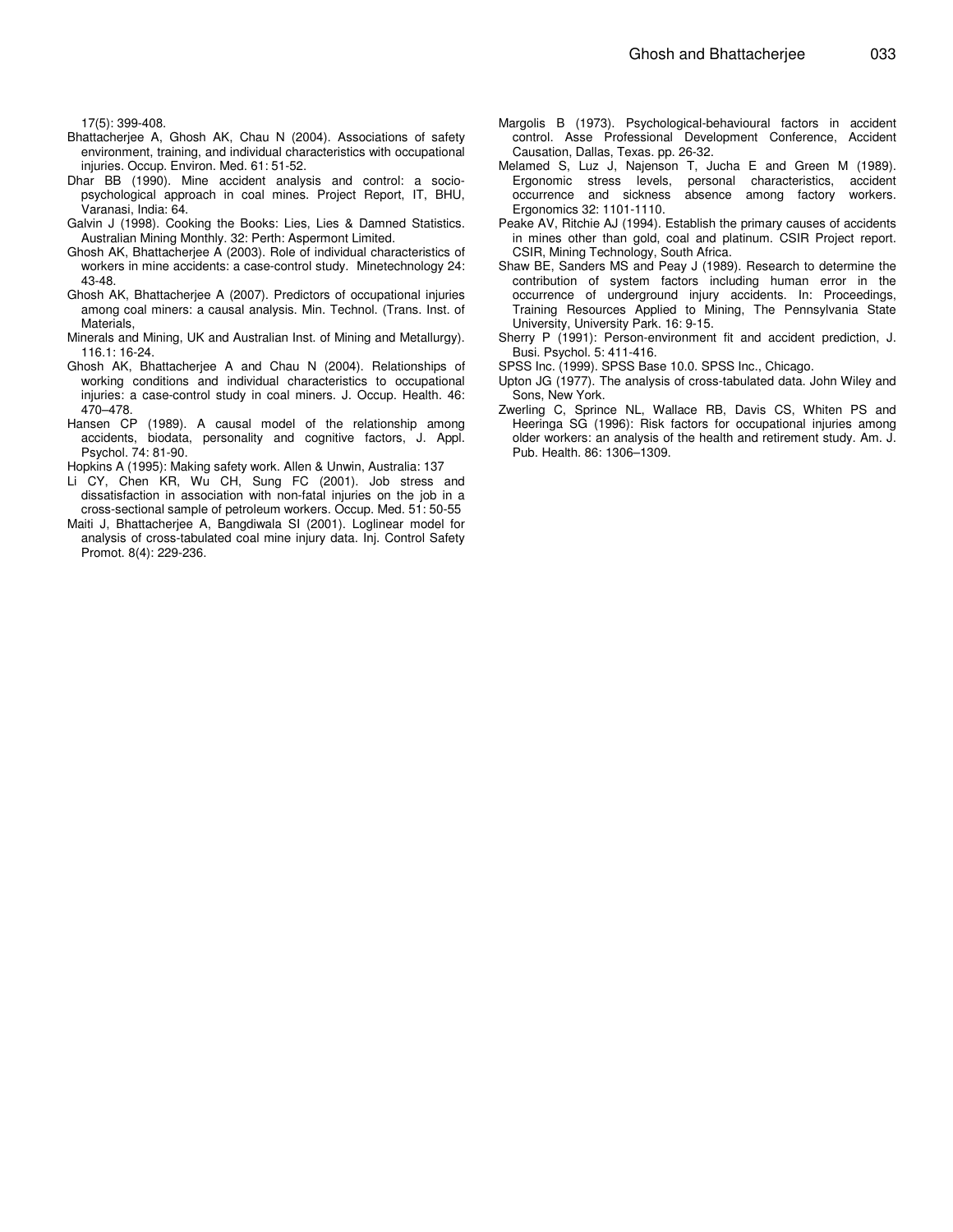17(5): 399-408.

Bhattacherjee A, Ghosh AK, Chau N (2004). Associations of safety environment, training, and individual characteristics with occupational injuries. Occup. Environ. Med. 61: 51-52.

Dhar BB (1990). Mine accident analysis and control: a socio-psychological approach in coal mines. Project Report, IT, BHU, Varanasi, India: 64.

Galvin J (1998). Cooking the Books: Lies, Lies & Damned Statistics. Australian Mining Monthly. 32: Perth: Aspermont Limited.

Ghosh AK, Bhattacherjee A (2003). Role of individual characteristics of workers in mine accidents: a case-control study. Minetechnology 24: 43-48.

Ghosh AK, Bhattacherjee A (2007). Predictors of occupational injuries among coal miners: a causal analysis. Min. Technol. (Trans. Inst. of Materials,

Minerals and Mining, UK and Australian Inst. of Mining and Metallurgy). 116.1: 16-24.

Ghosh AK, Bhattacherjee A and Chau N (2004). Relationships of working conditions and individual characteristics to occupational injuries: a case-control study in coal miners. J. Occup. Health. 46: 470–478.

Hansen CP (1989). A causal model of the relationship among accidents, biodata, personality and cognitive factors, J. Appl. Psychol. 74: 81-90.

Hopkins A (1995): Making safety work. Allen & Unwin, Australia: 137

Li CY, Chen KR, Wu CH, Sung FC (2001). Job stress and dissatisfaction in association with non-fatal injuries on the job in a cross-sectional sample of petroleum workers. Occup. Med. 51: 50-55

Maiti J, Bhattacherjee A, Bangdiwala SI (2001). Loglinear model for analysis of cross-tabulated coal mine injury data. Inj. Control Safety Promot. 8(4): 229-236.

Margolis B (1973). Psychological-behavioural factors in accident control. Asse Professional Development Conference, Accident Causation, Dallas, Texas. pp. 26-32.

Melamed S, Luz J, Najenson T, Jucha E and Green M (1989). Ergonomic stress levels, personal characteristics, accident occurrence and sickness absence among factory workers. Ergonomics 32: 1101-1110.

Peake AV, Ritchie AJ (1994). Establish the primary causes of accidents in mines other than gold, coal and platinum. CSIR Project report. CSIR, Mining Technology, South Africa.

Shaw BE, Sanders MS and Peay J (1989). Research to determine the contribution of system factors including human error in the occurrence of underground injury accidents. In: Proceedings, Training Resources Applied to Mining, The Pennsylvania State University, University Park. 16: 9-15.

Sherry P (1991): Person-environment fit and accident prediction, J. Busi. Psychol. 5: 411-416.

SPSS Inc. (1999). SPSS Base 10.0. SPSS Inc., Chicago.

Upton JG (1977). The analysis of cross-tabulated data. John Wiley and Sons, New York.

Zwerling C, Sprince NL, Wallace RB, Davis CS, Whiten PS and Heeringa SG (1996): Risk factors for occupational injuries among older workers: an analysis of the health and retirement study. Am. J. Pub. Health. 86: 1306–1309.